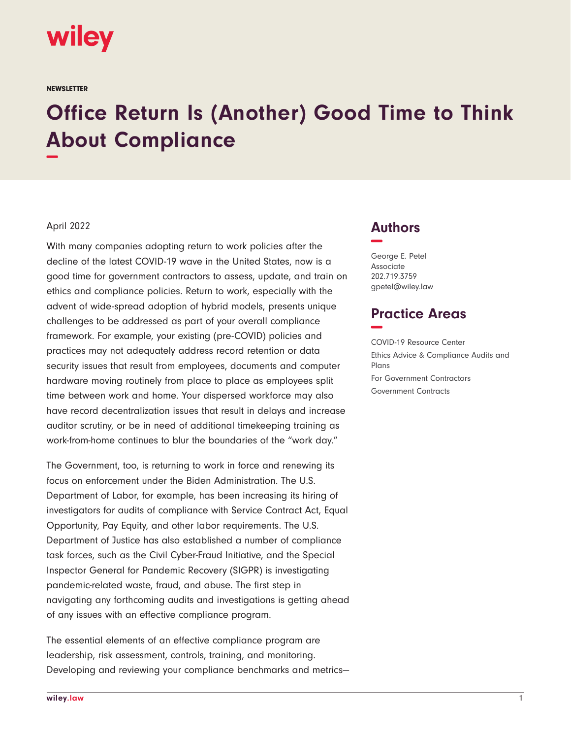NEWSLETTER

# Office Return Is (Another) Good Time to Think About Compliance

April 2022

With many companies adopting return to work policies after the decline of the latest COVID-19 wave in the United States, now is a good time for government contractors to assess, update, and train on ethics and compliance policies. Return to work, especially with the advent of wide-spread adoption of hybrid models, presents unique challenges to be addressed as part of your overall compliance framework. For example, your existing (pre-COVID) policies and practices may not adequately address record retention or data security issues that result from employees, documents and computer hardware moving routinely from place to place as employees split time between work and home. Your dispersed workforce may also have record decentralization issues that result in delays and increase auditor scrutiny, or be in need of additional timekeeping training as work-from-home continues to blur the boundaries of the "work day."

The Government, too, is returning to work in force and renewing its focus on enforcement under the Biden Administration. The U.S. Department of Labor, for example, has been increasing its hiring of investigators for audits of compliance with Service Contract Act, Equal Opportunity, Pay Equity, and other labor requirements. The U.S. Department of Justice has also established a number of compliance task forces, such as the Civil Cyber-Fraud Initiative, and the Special Inspector General for Pandemic Recovery (SIGPR) is investigating pandemic-related waste, fraud, and abuse. The first step in navigating any forthcoming audits and investigations is getting ahead of any issues with an effective compliance program.

The essential elements of an effective compliance program are leadership, risk assessment, controls, training, and monitoring. Developing and reviewing your compliance benchmarks and metrics—

## Authors

George E. Petel
Associate
202.719.3759
gpetel@wiley.law

## Practice Areas

COVID-19 Resource Center
Ethics Advice & Compliance Audits and Plans
For Government Contractors
Government Contracts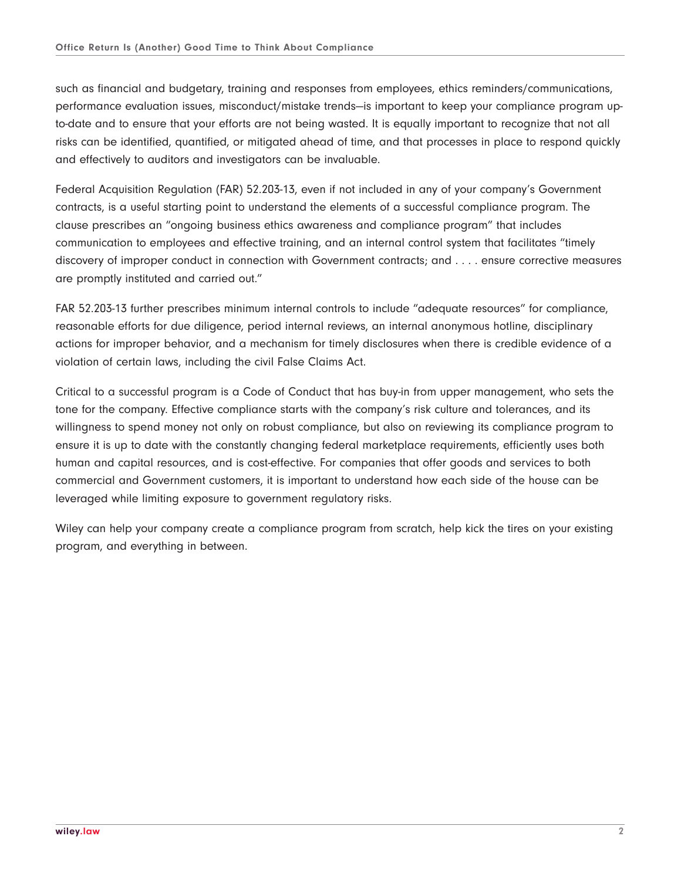such as financial and budgetary, training and responses from employees, ethics reminders/communications, performance evaluation issues, misconduct/mistake trends—is important to keep your compliance program up-to-date and to ensure that your efforts are not being wasted. It is equally important to recognize that not all risks can be identified, quantified, or mitigated ahead of time, and that processes in place to respond quickly and effectively to auditors and investigators can be invaluable.

Federal Acquisition Regulation (FAR) 52.203-13, even if not included in any of your company's Government contracts, is a useful starting point to understand the elements of a successful compliance program. The clause prescribes an "ongoing business ethics awareness and compliance program" that includes communication to employees and effective training, and an internal control system that facilitates "timely discovery of improper conduct in connection with Government contracts; and . . . . ensure corrective measures are promptly instituted and carried out."

FAR 52.203-13 further prescribes minimum internal controls to include "adequate resources" for compliance, reasonable efforts for due diligence, period internal reviews, an internal anonymous hotline, disciplinary actions for improper behavior, and a mechanism for timely disclosures when there is credible evidence of a violation of certain laws, including the civil False Claims Act.

Critical to a successful program is a Code of Conduct that has buy-in from upper management, who sets the tone for the company. Effective compliance starts with the company's risk culture and tolerances, and its willingness to spend money not only on robust compliance, but also on reviewing its compliance program to ensure it is up to date with the constantly changing federal marketplace requirements, efficiently uses both human and capital resources, and is cost-effective. For companies that offer goods and services to both commercial and Government customers, it is important to understand how each side of the house can be leveraged while limiting exposure to government regulatory risks.

Wiley can help your company create a compliance program from scratch, help kick the tires on your existing program, and everything in between.